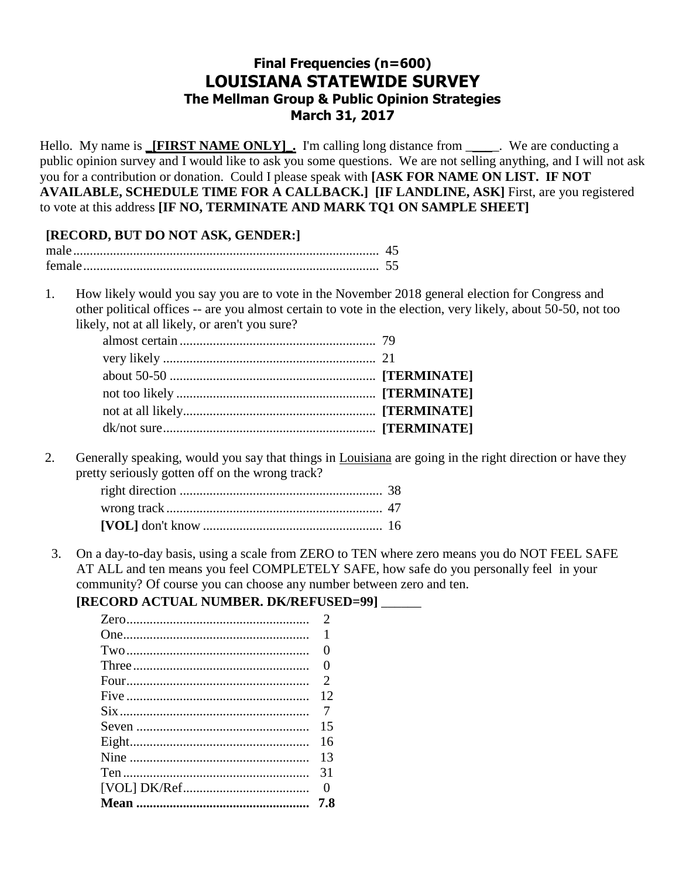# Final Frequencies (n=600)
# LOUISIANA STATEWIDE SURVEY
### The Mellman Group & Public Opinion Strategies
### March 31, 2017

Hello. My name is **_[FIRST NAME ONLY]_.** I'm calling long distance from _____. We are conducting a public opinion survey and I would like to ask you some questions. We are not selling anything, and I will not ask you for a contribution or donation. Could I please speak with **[ASK FOR NAME ON LIST. IF NOT AVAILABLE, SCHEDULE TIME FOR A CALLBACK.] [IF LANDLINE, ASK]** First, are you registered to vote at this address **[IF NO, TERMINATE AND MARK TQ1 ON SAMPLE SHEET]**

**[RECORD, BUT DO NOT ASK, GENDER:]**

| | |
|---|---|
| male | 45 |
| female | 55 |

1. How likely would you say you are to vote in the November 2018 general election for Congress and other political offices -- are you almost certain to vote in the election, very likely, about 50-50, not too likely, not at all likely, or aren't you sure?

| | |
|---|---|
| almost certain | 79 |
| very likely | 21 |
| about 50-50 | **[TERMINATE]** |
| not too likely | **[TERMINATE]** |
| not at all likely | **[TERMINATE]** |
| dk/not sure | **[TERMINATE]** |

2. Generally speaking, would you say that things in Louisiana are going in the right direction or have they pretty seriously gotten off on the wrong track?

| | |
|---|---|
| right direction | 38 |
| wrong track | 47 |
| **[VOL]** don't know | 16 |

3. On a day-to-day basis, using a scale from ZERO to TEN where zero means you do NOT FEEL SAFE AT ALL and ten means you feel COMPLETELY SAFE, how safe do you personally feel in your community? Of course you can choose any number between zero and ten.
**[RECORD ACTUAL NUMBER. DK/REFUSED=99]** ______

| | |
|---|---|
| Zero | 2 |
| One | 1 |
| Two | 0 |
| Three | 0 |
| Four | 2 |
| Five | 12 |
| Six | 7 |
| Seven | 15 |
| Eight | 16 |
| Nine | 13 |
| Ten | 31 |
| [VOL] DK/Ref | 0 |
| **Mean** | **7.8** |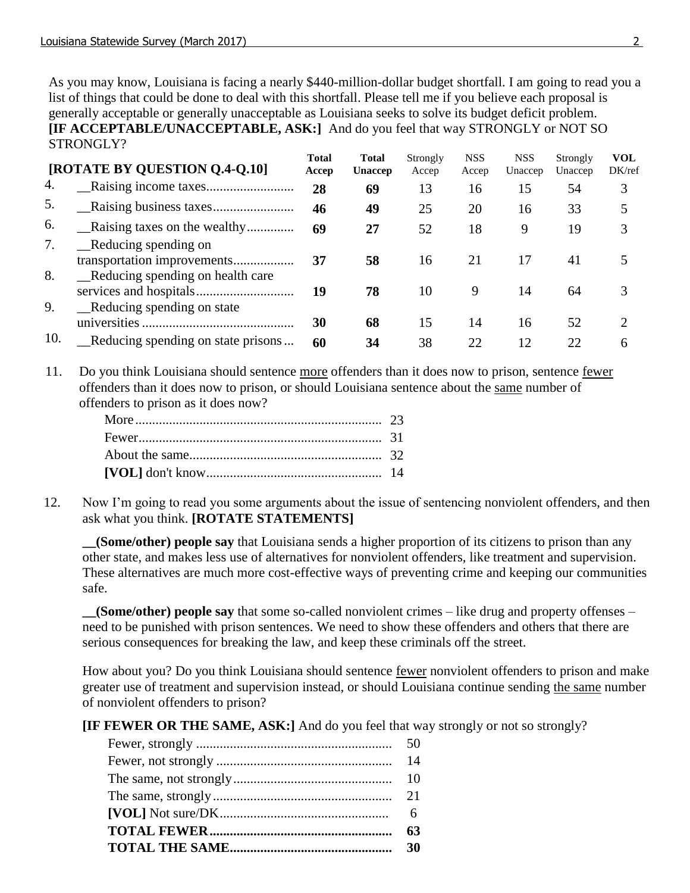As you may know, Louisiana is facing a nearly $440-million-dollar budget shortfall. I am going to read you a list of things that could be done to deal with this shortfall. Please tell me if you believe each proposal is generally acceptable or generally unacceptable as Louisiana seeks to solve its budget deficit problem. **[IF ACCEPTABLE/UNACCEPTABLE, ASK:]** And do you feel that way STRONGLY or NOT SO STRONGLY?

| | **[ROTATE BY QUESTION Q.4-Q.10]** | **Total Accep** | **Total Unaccep** | Strongly Accep | NSS Accep | NSS Unaccep | Strongly Unaccep | **VOL** DK/ref |
|---|---|---|---|---|---|---|---|---|
| 4. | __Raising income taxes | **28** | **69** | 13 | 16 | 15 | 54 | 3 |
| 5. | __Raising business taxes | **46** | **49** | 25 | 20 | 16 | 33 | 5 |
| 6. | __Raising taxes on the wealthy | **69** | **27** | 52 | 18 | 9 | 19 | 3 |
| 7. | __Reducing spending on transportation improvements | **37** | **58** | 16 | 21 | 17 | 41 | 5 |
| 8. | __Reducing spending on health care services and hospitals | **19** | **78** | 10 | 9 | 14 | 64 | 3 |
| 9. | __Reducing spending on state universities | **30** | **68** | 15 | 14 | 16 | 52 | 2 |
| 10. | __Reducing spending on state prisons | **60** | **34** | 38 | 22 | 12 | 22 | 6 |

11. Do you think Louisiana should sentence more offenders than it does now to prison, sentence fewer offenders than it does now to prison, or should Louisiana sentence about the same number of offenders to prison as it does now?

| | |
|---|---|
| More | 23 |
| Fewer | 31 |
| About the same | 32 |
| **[VOL]** don't know | 14 |

12. Now I'm going to read you some arguments about the issue of sentencing nonviolent offenders, and then ask what you think. **[ROTATE STATEMENTS]**

**__(Some/other) people say** that Louisiana sends a higher proportion of its citizens to prison than any other state, and makes less use of alternatives for nonviolent offenders, like treatment and supervision. These alternatives are much more cost-effective ways of preventing crime and keeping our communities safe.

**__(Some/other) people say** that some so-called nonviolent crimes – like drug and property offenses – need to be punished with prison sentences. We need to show these offenders and others that there are serious consequences for breaking the law, and keep these criminals off the street.

How about you? Do you think Louisiana should sentence fewer nonviolent offenders to prison and make greater use of treatment and supervision instead, or should Louisiana continue sending the same number of nonviolent offenders to prison?

**[IF FEWER OR THE SAME, ASK:]** And do you feel that way strongly or not so strongly?

| | |
|---|---|
| Fewer, strongly | 50 |
| Fewer, not strongly | 14 |
| The same, not strongly | 10 |
| The same, strongly | 21 |
| **[VOL]** Not sure/DK | 6 |
| **TOTAL FEWER** | **63** |
| **TOTAL THE SAME** | **30** |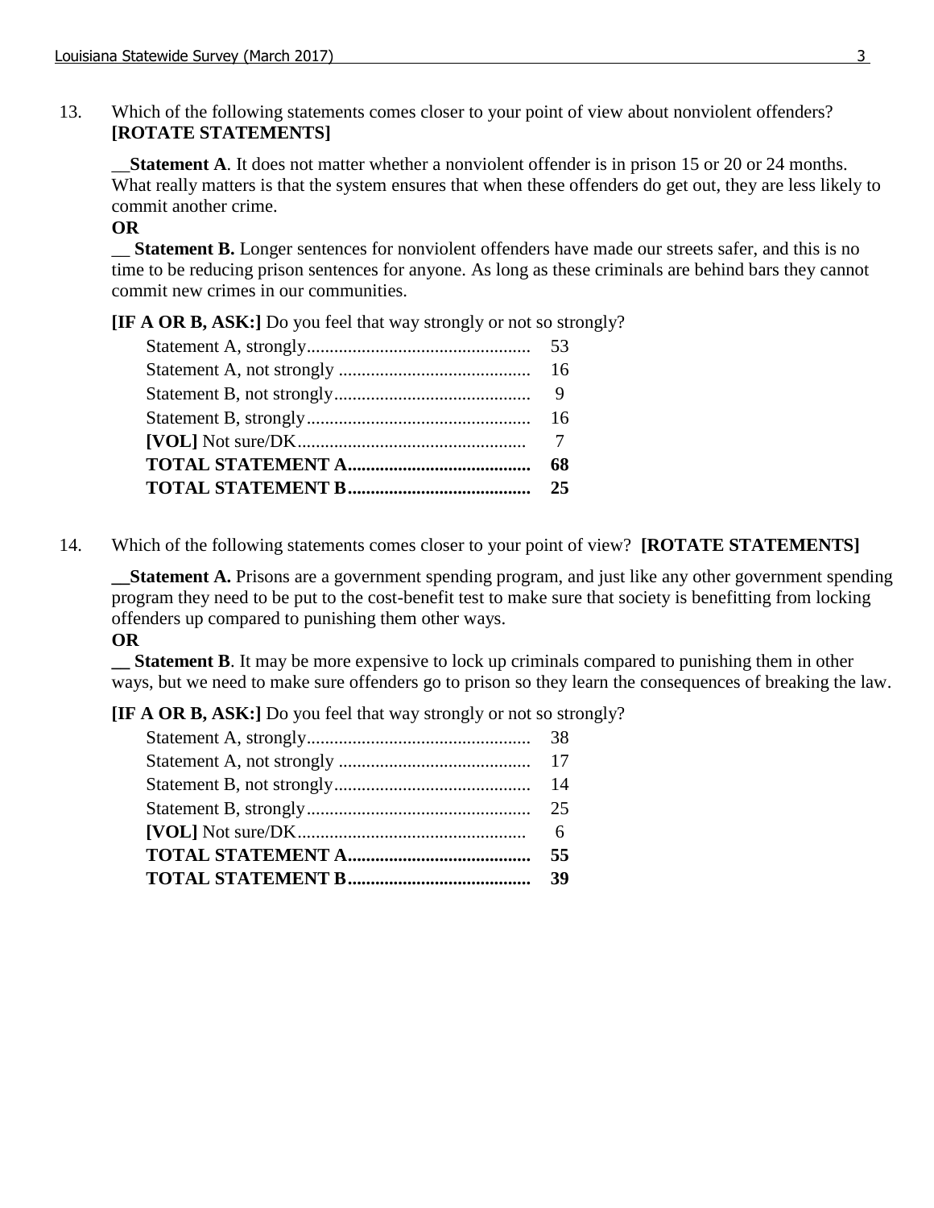13. Which of the following statements comes closer to your point of view about nonviolent offenders? **[ROTATE STATEMENTS]**

__**Statement A**. It does not matter whether a nonviolent offender is in prison 15 or 20 or 24 months. What really matters is that the system ensures that when these offenders do get out, they are less likely to commit another crime.

**OR**

__ **Statement B.** Longer sentences for nonviolent offenders have made our streets safer, and this is no time to be reducing prison sentences for anyone. As long as these criminals are behind bars they cannot commit new crimes in our communities.

**[IF A OR B, ASK:]** Do you feel that way strongly or not so strongly?

| | |
|---|---|
| Statement A, strongly | 53 |
| Statement A, not strongly | 16 |
| Statement B, not strongly | 9 |
| Statement B, strongly | 16 |
| **[VOL]** Not sure/DK | 7 |
| **TOTAL STATEMENT A** | **68** |
| **TOTAL STATEMENT B** | **25** |

14. Which of the following statements comes closer to your point of view? **[ROTATE STATEMENTS]**

__**Statement A.** Prisons are a government spending program, and just like any other government spending program they need to be put to the cost-benefit test to make sure that society is benefitting from locking offenders up compared to punishing them other ways.

**OR**

__ **Statement B**. It may be more expensive to lock up criminals compared to punishing them in other ways, but we need to make sure offenders go to prison so they learn the consequences of breaking the law.

**[IF A OR B, ASK:]** Do you feel that way strongly or not so strongly?

| | |
|---|---|
| Statement A, strongly | 38 |
| Statement A, not strongly | 17 |
| Statement B, not strongly | 14 |
| Statement B, strongly | 25 |
| **[VOL]** Not sure/DK | 6 |
| **TOTAL STATEMENT A** | **55** |
| **TOTAL STATEMENT B** | **39** |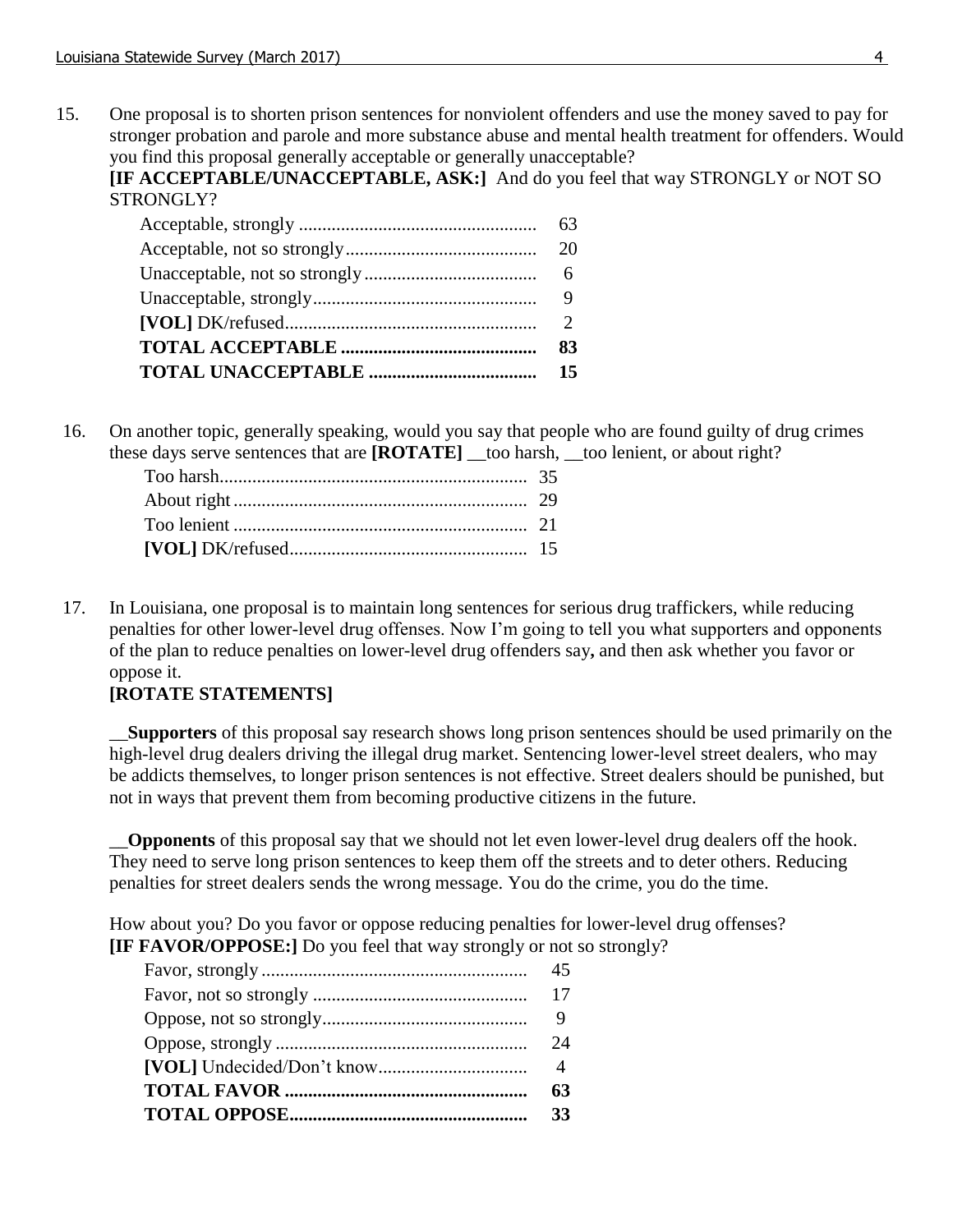15. One proposal is to shorten prison sentences for nonviolent offenders and use the money saved to pay for stronger probation and parole and more substance abuse and mental health treatment for offenders. Would you find this proposal generally acceptable or generally unacceptable?
**[IF ACCEPTABLE/UNACCEPTABLE, ASK:]** And do you feel that way STRONGLY or NOT SO STRONGLY?

| | |
|---|---|
| Acceptable, strongly | 63 |
| Acceptable, not so strongly | 20 |
| Unacceptable, not so strongly | 6 |
| Unacceptable, strongly | 9 |
| **[VOL]** DK/refused | 2 |
| **TOTAL ACCEPTABLE** | **83** |
| **TOTAL UNACCEPTABLE** | **15** |

16. On another topic, generally speaking, would you say that people who are found guilty of drug crimes these days serve sentences that are **[ROTATE]** __too harsh, __too lenient, or about right?

| | |
|---|---|
| Too harsh | 35 |
| About right | 29 |
| Too lenient | 21 |
| **[VOL]** DK/refused | 15 |

17. In Louisiana, one proposal is to maintain long sentences for serious drug traffickers, while reducing penalties for other lower-level drug offenses. Now I'm going to tell you what supporters and opponents of the plan to reduce penalties on lower-level drug offenders say**,** and then ask whether you favor or oppose it.
**[ROTATE STATEMENTS]**

__**Supporters** of this proposal say research shows long prison sentences should be used primarily on the high-level drug dealers driving the illegal drug market. Sentencing lower-level street dealers, who may be addicts themselves, to longer prison sentences is not effective. Street dealers should be punished, but not in ways that prevent them from becoming productive citizens in the future.

__**Opponents** of this proposal say that we should not let even lower-level drug dealers off the hook. They need to serve long prison sentences to keep them off the streets and to deter others. Reducing penalties for street dealers sends the wrong message. You do the crime, you do the time.

How about you? Do you favor or oppose reducing penalties for lower-level drug offenses?
**[IF FAVOR/OPPOSE:]** Do you feel that way strongly or not so strongly?

| | |
|---|---|
| Favor, strongly | 45 |
| Favor, not so strongly | 17 |
| Oppose, not so strongly | 9 |
| Oppose, strongly | 24 |
| **[VOL]** Undecided/Don't know | 4 |
| **TOTAL FAVOR** | **63** |
| **TOTAL OPPOSE** | **33** |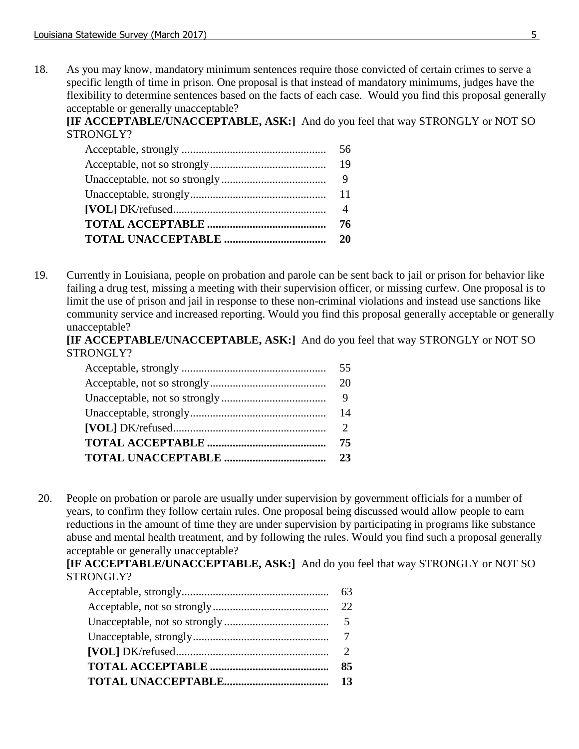18. As you may know, mandatory minimum sentences require those convicted of certain crimes to serve a specific length of time in prison. One proposal is that instead of mandatory minimums, judges have the flexibility to determine sentences based on the facts of each case. Would you find this proposal generally acceptable or generally unacceptable?

**[IF ACCEPTABLE/UNACCEPTABLE, ASK:]** And do you feel that way STRONGLY or NOT SO STRONGLY?

| | |
|---|---|
| Acceptable, strongly | 56 |
| Acceptable, not so strongly | 19 |
| Unacceptable, not so strongly | 9 |
| Unacceptable, strongly | 11 |
| **[VOL]** DK/refused | 4 |
| **TOTAL ACCEPTABLE** | **76** |
| **TOTAL UNACCEPTABLE** | **20** |

19. Currently in Louisiana, people on probation and parole can be sent back to jail or prison for behavior like failing a drug test, missing a meeting with their supervision officer, or missing curfew. One proposal is to limit the use of prison and jail in response to these non-criminal violations and instead use sanctions like community service and increased reporting. Would you find this proposal generally acceptable or generally unacceptable?

**[IF ACCEPTABLE/UNACCEPTABLE, ASK:]** And do you feel that way STRONGLY or NOT SO STRONGLY?

| | |
|---|---|
| Acceptable, strongly | 55 |
| Acceptable, not so strongly | 20 |
| Unacceptable, not so strongly | 9 |
| Unacceptable, strongly | 14 |
| **[VOL]** DK/refused | 2 |
| **TOTAL ACCEPTABLE** | **75** |
| **TOTAL UNACCEPTABLE** | **23** |

20. People on probation or parole are usually under supervision by government officials for a number of years, to confirm they follow certain rules. One proposal being discussed would allow people to earn reductions in the amount of time they are under supervision by participating in programs like substance abuse and mental health treatment, and by following the rules. Would you find such a proposal generally acceptable or generally unacceptable?

**[IF ACCEPTABLE/UNACCEPTABLE, ASK:]** And do you feel that way STRONGLY or NOT SO STRONGLY?

| | |
|---|---|
| Acceptable, strongly | 63 |
| Acceptable, not so strongly | 22 |
| Unacceptable, not so strongly | 5 |
| Unacceptable, strongly | 7 |
| **[VOL]** DK/refused | 2 |
| **TOTAL ACCEPTABLE** | **85** |
| **TOTAL UNACCEPTABLE** | **13** |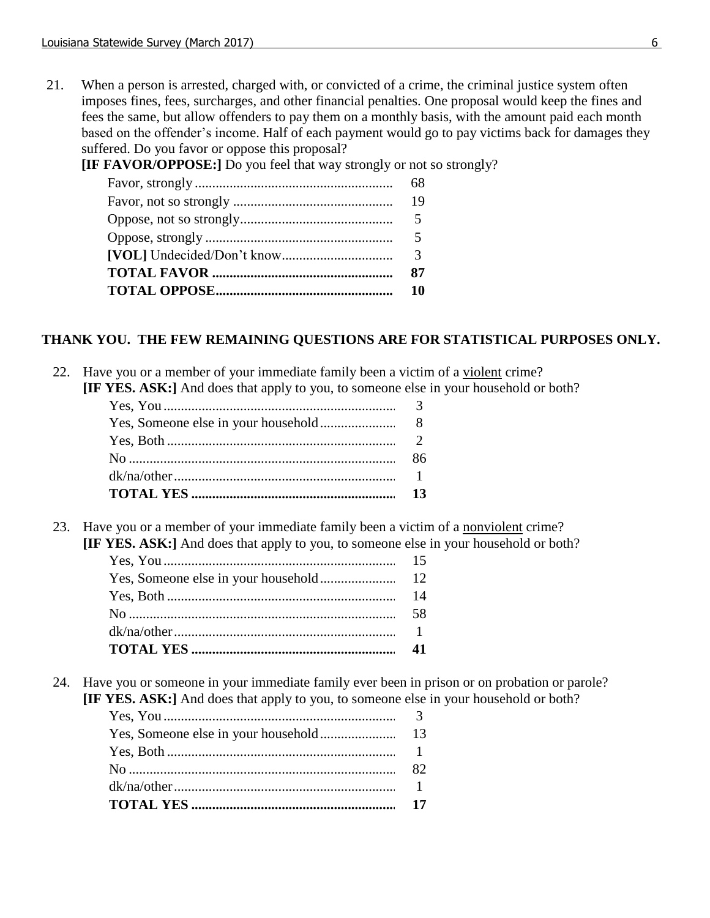21. When a person is arrested, charged with, or convicted of a crime, the criminal justice system often imposes fines, fees, surcharges, and other financial penalties. One proposal would keep the fines and fees the same, but allow offenders to pay them on a monthly basis, with the amount paid each month based on the offender's income. Half of each payment would go to pay victims back for damages they suffered. Do you favor or oppose this proposal?
**[IF FAVOR/OPPOSE:]** Do you feel that way strongly or not so strongly?

| | |
|---|---|
| Favor, strongly | 68 |
| Favor, not so strongly | 19 |
| Oppose, not so strongly | 5 |
| Oppose, strongly | 5 |
| **[VOL]** Undecided/Don't know | 3 |
| **TOTAL FAVOR** | **87** |
| **TOTAL OPPOSE** | **10** |

**THANK YOU. THE FEW REMAINING QUESTIONS ARE FOR STATISTICAL PURPOSES ONLY.**

22. Have you or a member of your immediate family been a victim of a violent crime?
**[IF YES. ASK:]** And does that apply to you, to someone else in your household or both?

| | |
|---|---|
| Yes, You | 3 |
| Yes, Someone else in your household | 8 |
| Yes, Both | 2 |
| No | 86 |
| dk/na/other | 1 |
| **TOTAL YES** | **13** |

23. Have you or a member of your immediate family been a victim of a nonviolent crime?
**[IF YES. ASK:]** And does that apply to you, to someone else in your household or both?

| | |
|---|---|
| Yes, You | 15 |
| Yes, Someone else in your household | 12 |
| Yes, Both | 14 |
| No | 58 |
| dk/na/other | 1 |
| **TOTAL YES** | **41** |

24. Have you or someone in your immediate family ever been in prison or on probation or parole?
**[IF YES. ASK:]** And does that apply to you, to someone else in your household or both?

| | |
|---|---|
| Yes, You | 3 |
| Yes, Someone else in your household | 13 |
| Yes, Both | 1 |
| No | 82 |
| dk/na/other | 1 |
| **TOTAL YES** | **17** |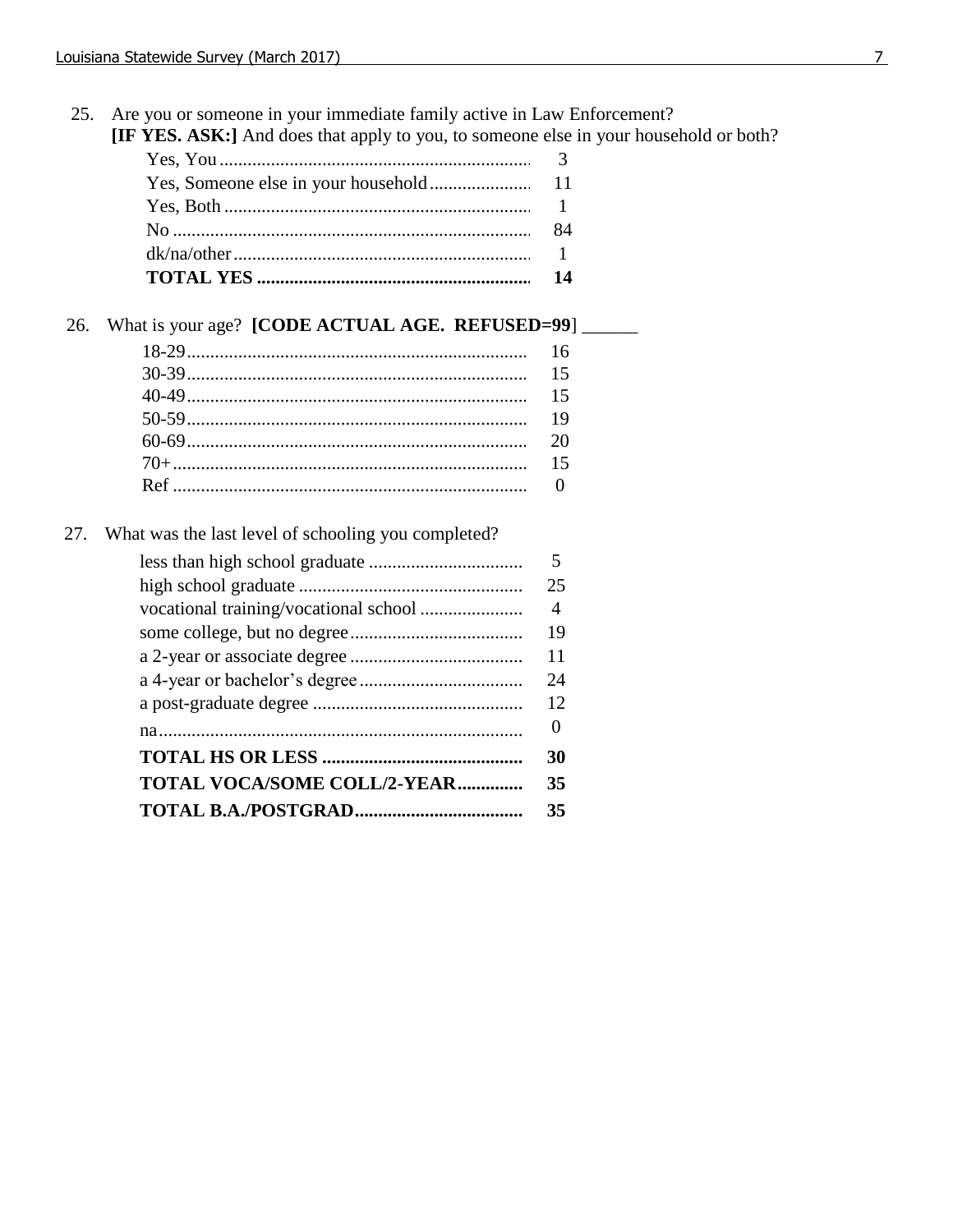25. Are you or someone in your immediate family active in Law Enforcement?
**[IF YES. ASK:]** And does that apply to you, to someone else in your household or both?

| | |
|---|---|
| Yes, You | 3 |
| Yes, Someone else in your household | 11 |
| Yes, Both | 1 |
| No | 84 |
| dk/na/other | 1 |
| **TOTAL YES** | **14** |

26. What is your age? **[CODE ACTUAL AGE. REFUSED=99]** ______

| | |
|---|---|
| 18-29 | 16 |
| 30-39 | 15 |
| 40-49 | 15 |
| 50-59 | 19 |
| 60-69 | 20 |
| 70+ | 15 |
| Ref | 0 |

27. What was the last level of schooling you completed?

| | |
|---|---|
| less than high school graduate | 5 |
| high school graduate | 25 |
| vocational training/vocational school | 4 |
| some college, but no degree | 19 |
| a 2-year or associate degree | 11 |
| a 4-year or bachelor's degree | 24 |
| a post-graduate degree | 12 |
| na | 0 |
| **TOTAL HS OR LESS** | **30** |
| **TOTAL VOCA/SOME COLL/2-YEAR** | **35** |
| **TOTAL B.A./POSTGRAD** | **35** |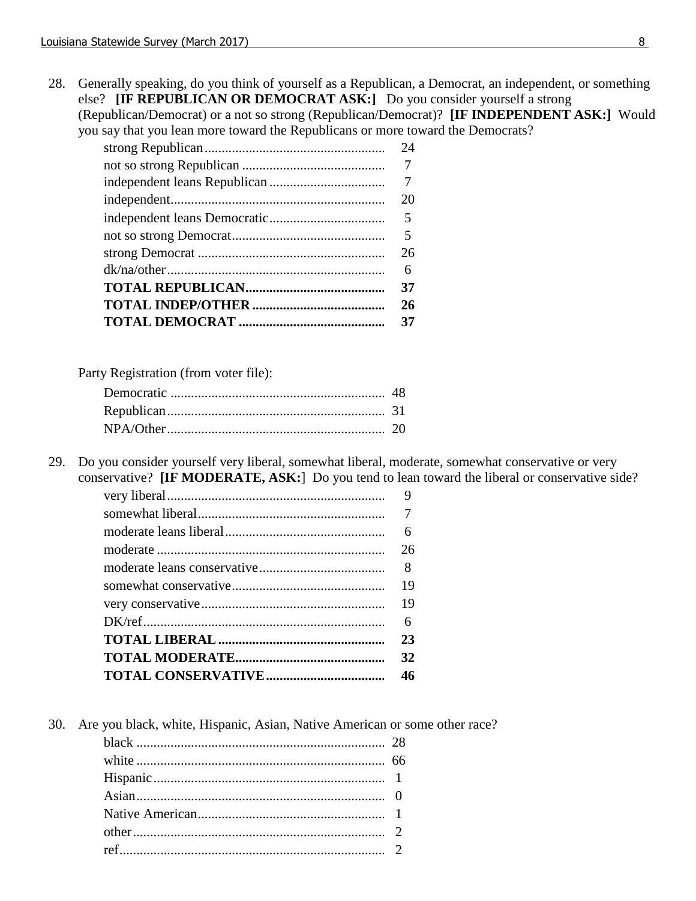28. Generally speaking, do you think of yourself as a Republican, a Democrat, an independent, or something else? **[IF REPUBLICAN OR DEMOCRAT ASK:]** Do you consider yourself a strong (Republican/Democrat) or a not so strong (Republican/Democrat)? **[IF INDEPENDENT ASK:]** Would you say that you lean more toward the Republicans or more toward the Democrats?

| | |
|---|---|
| strong Republican | 24 |
| not so strong Republican | 7 |
| independent leans Republican | 7 |
| independent | 20 |
| independent leans Democratic | 5 |
| not so strong Democrat | 5 |
| strong Democrat | 26 |
| dk/na/other | 6 |
| **TOTAL REPUBLICAN** | **37** |
| **TOTAL INDEP/OTHER** | **26** |
| **TOTAL DEMOCRAT** | **37** |

Party Registration (from voter file):

| | |
|---|---|
| Democratic | 48 |
| Republican | 31 |
| NPA/Other | 20 |

29. Do you consider yourself very liberal, somewhat liberal, moderate, somewhat conservative or very conservative? **[IF MODERATE, ASK:]** Do you tend to lean toward the liberal or conservative side?

| | |
|---|---|
| very liberal | 9 |
| somewhat liberal | 7 |
| moderate leans liberal | 6 |
| moderate | 26 |
| moderate leans conservative | 8 |
| somewhat conservative | 19 |
| very conservative | 19 |
| DK/ref | 6 |
| **TOTAL LIBERAL** | **23** |
| **TOTAL MODERATE** | **32** |
| **TOTAL CONSERVATIVE** | **46** |

30. Are you black, white, Hispanic, Asian, Native American or some other race?

| | |
|---|---|
| black | 28 |
| white | 66 |
| Hispanic | 1 |
| Asian | 0 |
| Native American | 1 |
| other | 2 |
| ref | 2 |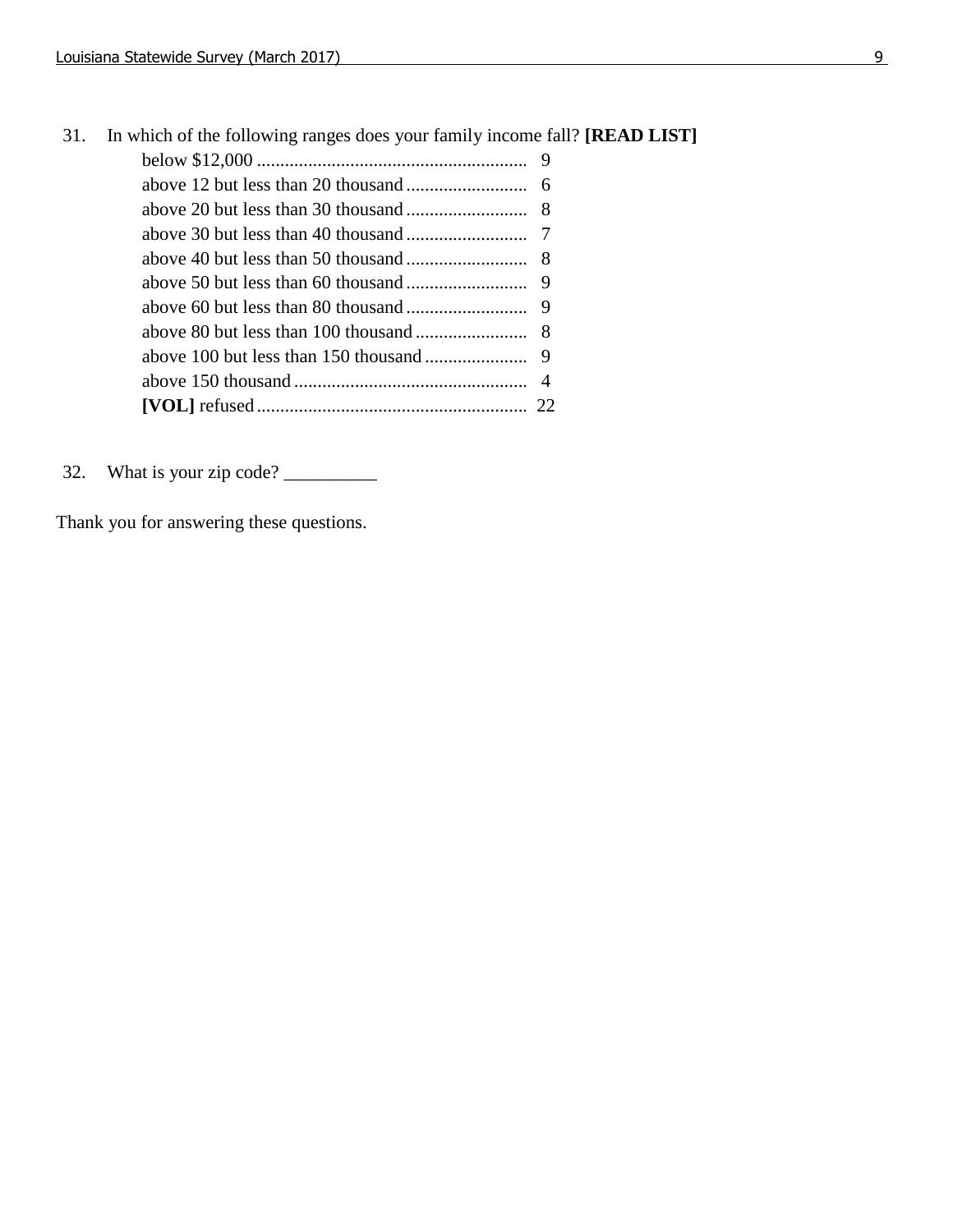31. In which of the following ranges does your family income fall? **[READ LIST]**

| | |
|---|---|
| below $12,000 | 9 |
| above 12 but less than 20 thousand | 6 |
| above 20 but less than 30 thousand | 8 |
| above 30 but less than 40 thousand | 7 |
| above 40 but less than 50 thousand | 8 |
| above 50 but less than 60 thousand | 9 |
| above 60 but less than 80 thousand | 9 |
| above 80 but less than 100 thousand | 8 |
| above 100 but less than 150 thousand | 9 |
| above 150 thousand | 4 |
| **[VOL]** refused | 22 |

32. What is your zip code? __________

Thank you for answering these questions.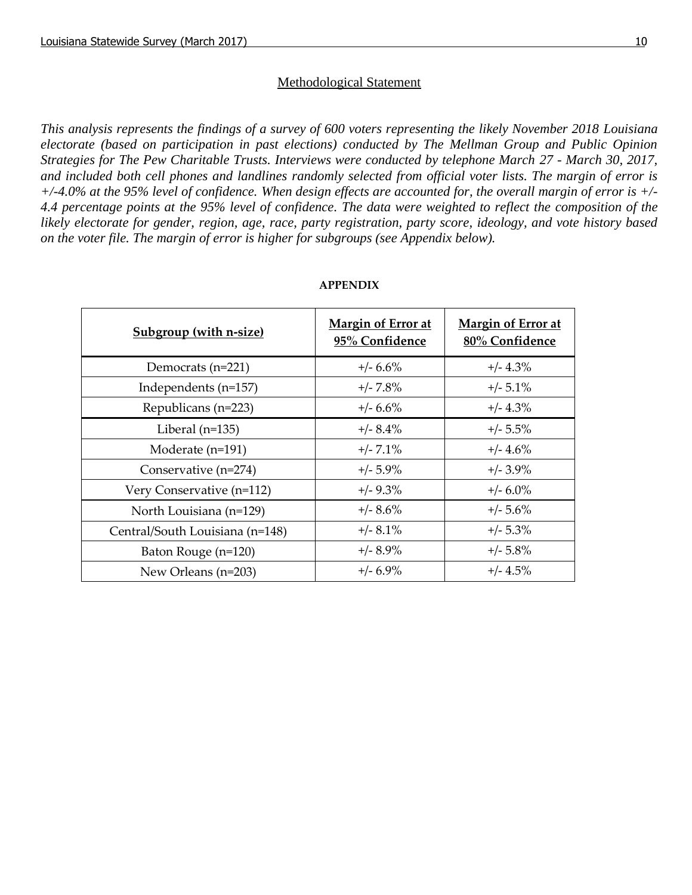## Methodological Statement

*This analysis represents the findings of a survey of 600 voters representing the likely November 2018 Louisiana electorate (based on participation in past elections) conducted by The Mellman Group and Public Opinion Strategies for The Pew Charitable Trusts. Interviews were conducted by telephone March 27 - March 30, 2017, and included both cell phones and landlines randomly selected from official voter lists. The margin of error is +/-4.0% at the 95% level of confidence. When design effects are accounted for, the overall margin of error is +/- 4.4 percentage points at the 95% level of confidence. The data were weighted to reflect the composition of the likely electorate for gender, region, age, race, party registration, party score, ideology, and vote history based on the voter file. The margin of error is higher for subgroups (see Appendix below).*

### APPENDIX

| Subgroup (with n-size) | Margin of Error at 95% Confidence | Margin of Error at 80% Confidence |
|---|---|---|
| Democrats (n=221) | +/- 6.6% | +/- 4.3% |
| Independents (n=157) | +/- 7.8% | +/- 5.1% |
| Republicans (n=223) | +/- 6.6% | +/- 4.3% |
| Liberal (n=135) | +/- 8.4% | +/- 5.5% |
| Moderate (n=191) | +/- 7.1% | +/- 4.6% |
| Conservative (n=274) | +/- 5.9% | +/- 3.9% |
| Very Conservative (n=112) | +/- 9.3% | +/- 6.0% |
| North Louisiana (n=129) | +/- 8.6% | +/- 5.6% |
| Central/South Louisiana (n=148) | +/- 8.1% | +/- 5.3% |
| Baton Rouge (n=120) | +/- 8.9% | +/- 5.8% |
| New Orleans (n=203) | +/- 6.9% | +/- 4.5% |